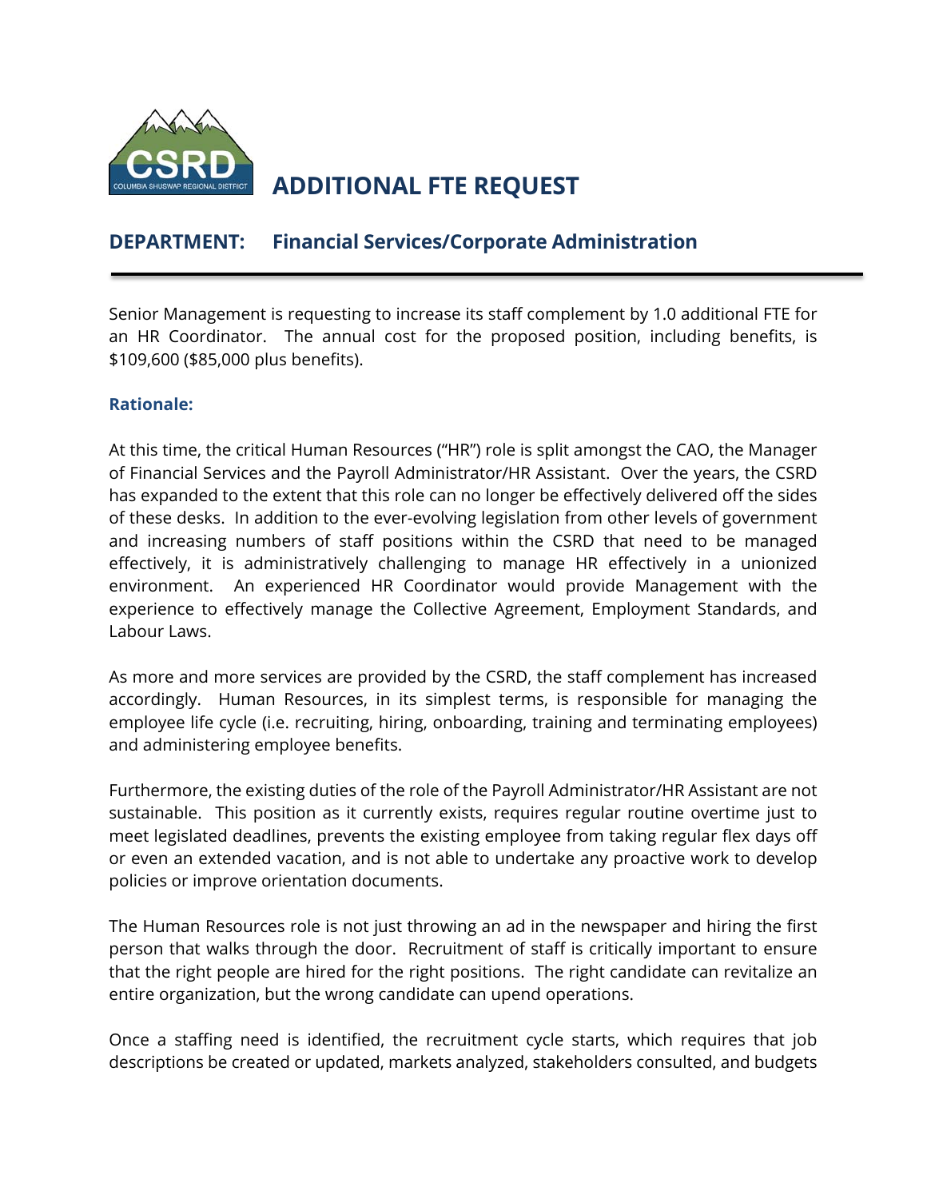# ADDITIONAL FTE REQUEST

## DEPARTMENT: Financial Services/Corporate Administration

Senior Management is requesting to increase its staff complement by 1.0 additional FTE for an HR Coordinator. The annual cost for the proposed position, including benefits, is $109,600 ($85,000 plus benefits).

### Rationale:

At this time, the critical Human Resources ("HR") role is split amongst the CAO, the Manager of Financial Services and the Payroll Administrator/HR Assistant. Over the years, the CSRD has expanded to the extent that this role can no longer be effectively delivered off the sides of these desks. In addition to the ever-evolving legislation from other levels of government and increasing numbers of staff positions within the CSRD that need to be managed effectively, it is administratively challenging to manage HR effectively in a unionized environment. An experienced HR Coordinator would provide Management with the experience to effectively manage the Collective Agreement, Employment Standards, and Labour Laws.

As more and more services are provided by the CSRD, the staff complement has increased accordingly. Human Resources, in its simplest terms, is responsible for managing the employee life cycle (i.e. recruiting, hiring, onboarding, training and terminating employees) and administering employee benefits.

Furthermore, the existing duties of the role of the Payroll Administrator/HR Assistant are not sustainable. This position as it currently exists, requires regular routine overtime just to meet legislated deadlines, prevents the existing employee from taking regular flex days off or even an extended vacation, and is not able to undertake any proactive work to develop policies or improve orientation documents.

The Human Resources role is not just throwing an ad in the newspaper and hiring the first person that walks through the door. Recruitment of staff is critically important to ensure that the right people are hired for the right positions. The right candidate can revitalize an entire organization, but the wrong candidate can upend operations.

Once a staffing need is identified, the recruitment cycle starts, which requires that job descriptions be created or updated, markets analyzed, stakeholders consulted, and budgets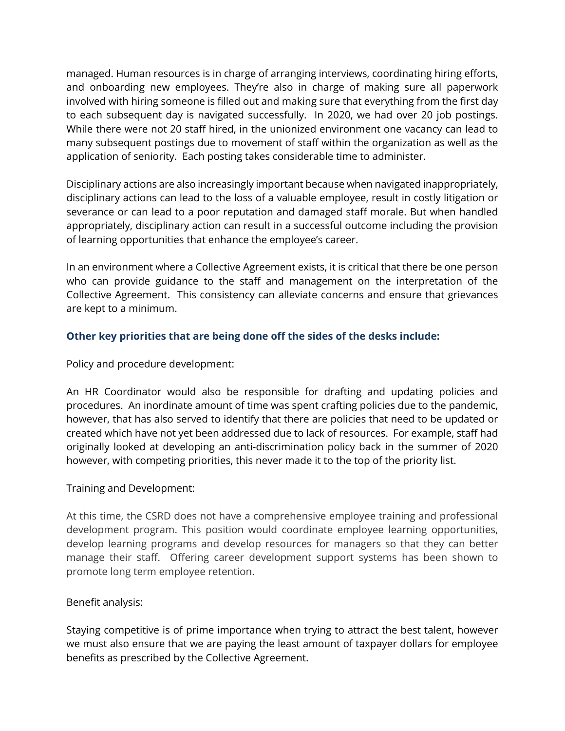managed. Human resources is in charge of arranging interviews, coordinating hiring efforts, and onboarding new employees. They're also in charge of making sure all paperwork involved with hiring someone is filled out and making sure that everything from the first day to each subsequent day is navigated successfully. In 2020, we had over 20 job postings. While there were not 20 staff hired, in the unionized environment one vacancy can lead to many subsequent postings due to movement of staff within the organization as well as the application of seniority. Each posting takes considerable time to administer.

Disciplinary actions are also increasingly important because when navigated inappropriately, disciplinary actions can lead to the loss of a valuable employee, result in costly litigation or severance or can lead to a poor reputation and damaged staff morale. But when handled appropriately, disciplinary action can result in a successful outcome including the provision of learning opportunities that enhance the employee's career.

In an environment where a Collective Agreement exists, it is critical that there be one person who can provide guidance to the staff and management on the interpretation of the Collective Agreement. This consistency can alleviate concerns and ensure that grievances are kept to a minimum.

**Other key priorities that are being done off the sides of the desks include:**

Policy and procedure development:

An HR Coordinator would also be responsible for drafting and updating policies and procedures. An inordinate amount of time was spent crafting policies due to the pandemic, however, that has also served to identify that there are policies that need to be updated or created which have not yet been addressed due to lack of resources. For example, staff had originally looked at developing an anti-discrimination policy back in the summer of 2020 however, with competing priorities, this never made it to the top of the priority list.

Training and Development:

At this time, the CSRD does not have a comprehensive employee training and professional development program. This position would coordinate employee learning opportunities, develop learning programs and develop resources for managers so that they can better manage their staff. Offering career development support systems has been shown to promote long term employee retention.

Benefit analysis:

Staying competitive is of prime importance when trying to attract the best talent, however we must also ensure that we are paying the least amount of taxpayer dollars for employee benefits as prescribed by the Collective Agreement.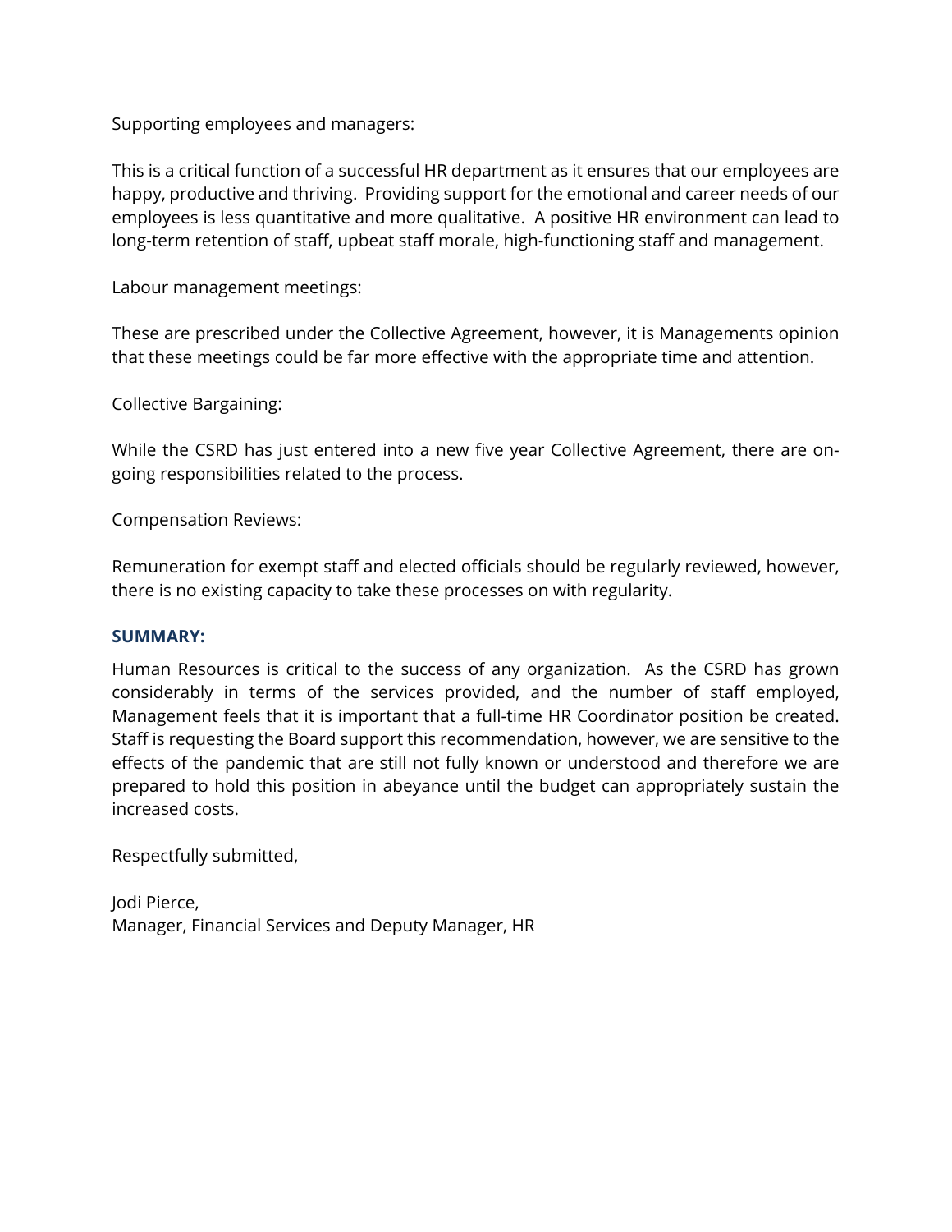Supporting employees and managers:

This is a critical function of a successful HR department as it ensures that our employees are happy, productive and thriving. Providing support for the emotional and career needs of our employees is less quantitative and more qualitative. A positive HR environment can lead to long-term retention of staff, upbeat staff morale, high-functioning staff and management.

Labour management meetings:

These are prescribed under the Collective Agreement, however, it is Managements opinion that these meetings could be far more effective with the appropriate time and attention.

Collective Bargaining:

While the CSRD has just entered into a new five year Collective Agreement, there are on-going responsibilities related to the process.

Compensation Reviews:

Remuneration for exempt staff and elected officials should be regularly reviewed, however, there is no existing capacity to take these processes on with regularity.

**SUMMARY:**

Human Resources is critical to the success of any organization. As the CSRD has grown considerably in terms of the services provided, and the number of staff employed, Management feels that it is important that a full-time HR Coordinator position be created. Staff is requesting the Board support this recommendation, however, we are sensitive to the effects of the pandemic that are still not fully known or understood and therefore we are prepared to hold this position in abeyance until the budget can appropriately sustain the increased costs.

Respectfully submitted,

Jodi Pierce,
Manager, Financial Services and Deputy Manager, HR